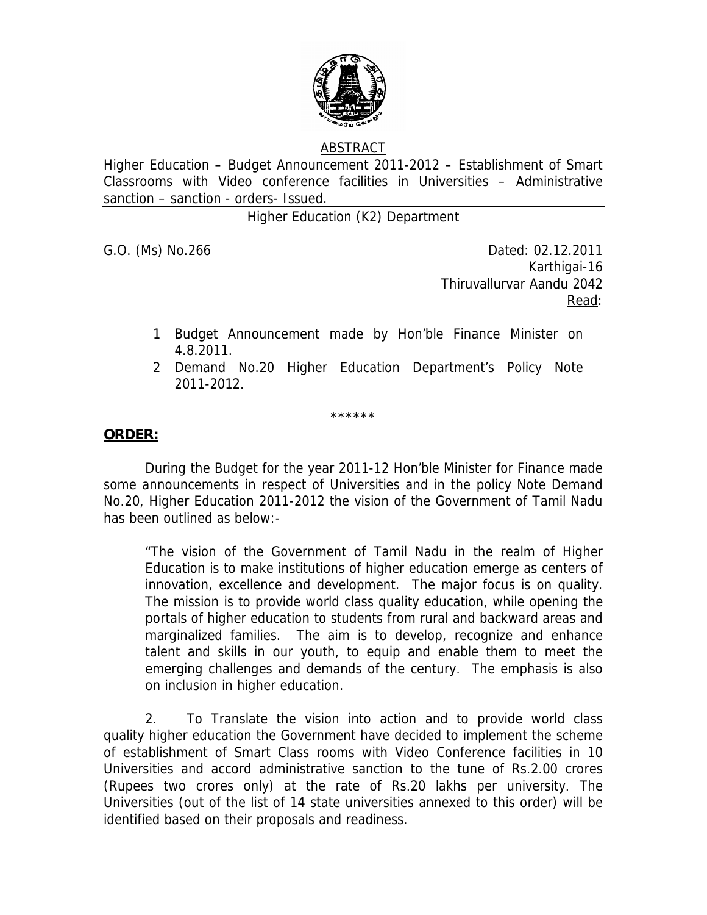ABSTRACT

Higher Education – Budget Announcement 2011-2012 – Establishment of Smart Classrooms with Video conference facilities in Universities – Administrative sanction – sanction - orders- Issued.

Higher Education (K2) Department

G.O. (Ms) No.266 Dated: 02.12.2011
Karthigai-16
Thiruvallurvar Aandu 2042
Read:

1 Budget Announcement made by Hon'ble Finance Minister on 4.8.2011.
2 Demand No.20 Higher Education Department's Policy Note 2011-2012.

******

**ORDER:**

During the Budget for the year 2011-12 Hon'ble Minister for Finance made some announcements in respect of Universities and in the policy Note Demand No.20, Higher Education 2011-2012 the vision of the Government of Tamil Nadu has been outlined as below:-

"The vision of the Government of Tamil Nadu in the realm of Higher Education is to make institutions of higher education emerge as centers of innovation, excellence and development. The major focus is on quality. The mission is to provide world class quality education, while opening the portals of higher education to students from rural and backward areas and marginalized families. The aim is to develop, recognize and enhance talent and skills in our youth, to equip and enable them to meet the emerging challenges and demands of the century. The emphasis is also on inclusion in higher education.

2. To Translate the vision into action and to provide world class quality higher education the Government have decided to implement the scheme of establishment of Smart Class rooms with Video Conference facilities in 10 Universities and accord administrative sanction to the tune of Rs.2.00 crores (Rupees two crores only) at the rate of Rs.20 lakhs per university. The Universities (out of the list of 14 state universities annexed to this order) will be identified based on their proposals and readiness.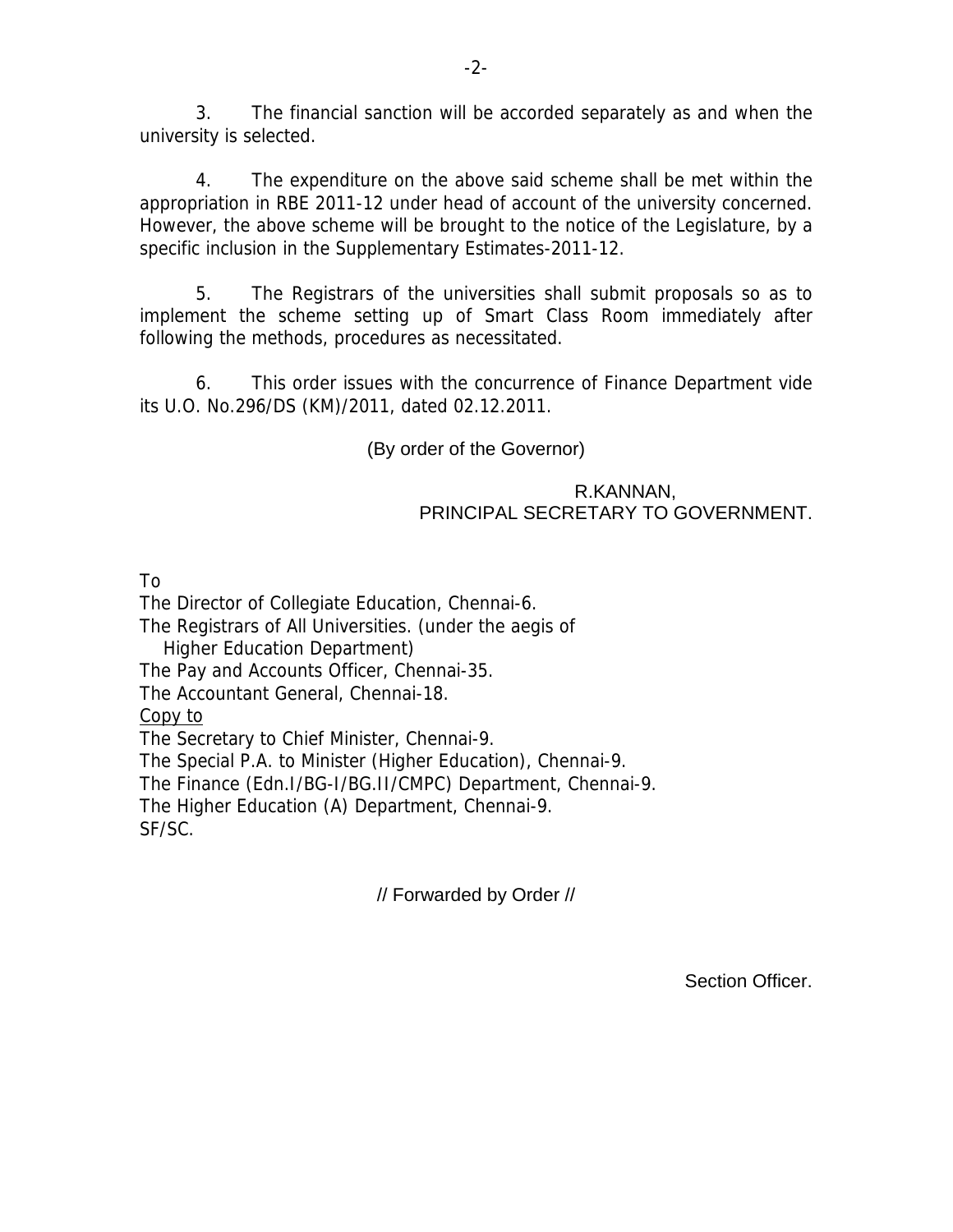3. The financial sanction will be accorded separately as and when the university is selected.

4. The expenditure on the above said scheme shall be met within the appropriation in RBE 2011-12 under head of account of the university concerned. However, the above scheme will be brought to the notice of the Legislature, by a specific inclusion in the Supplementary Estimates-2011-12.

5. The Registrars of the universities shall submit proposals so as to implement the scheme setting up of Smart Class Room immediately after following the methods, procedures as necessitated.

6. This order issues with the concurrence of Finance Department vide its U.O. No.296/DS (KM)/2011, dated 02.12.2011.

(By order of the Governor)

R.KANNAN,
PRINCIPAL SECRETARY TO GOVERNMENT.

To
The Director of Collegiate Education, Chennai-6.
The Registrars of All Universities. (under the aegis of
Higher Education Department)
The Pay and Accounts Officer, Chennai-35.
The Accountant General, Chennai-18.

Copy to
The Secretary to Chief Minister, Chennai-9.
The Special P.A. to Minister (Higher Education), Chennai-9.
The Finance (Edn.I/BG-I/BG.II/CMPC) Department, Chennai-9.
The Higher Education (A) Department, Chennai-9.
SF/SC.

// Forwarded by Order //

Section Officer.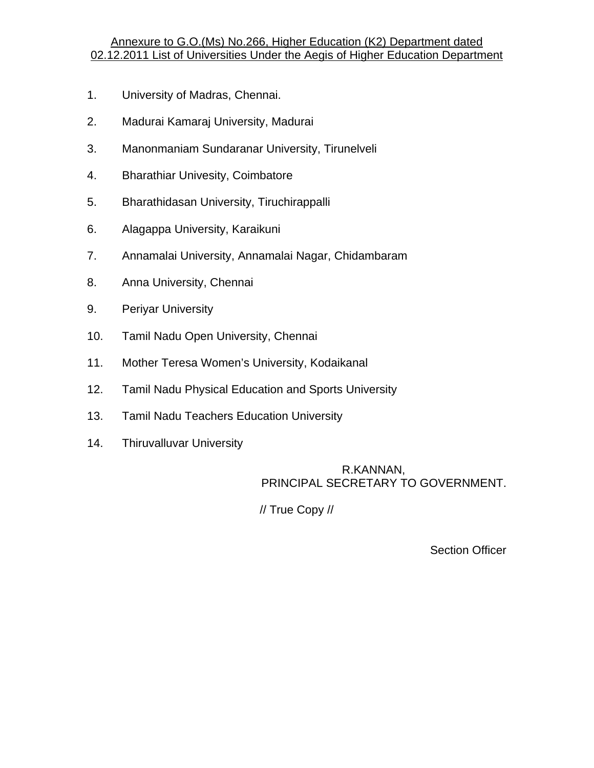Annexure to G.O.(Ms) No.266, Higher Education (K2) Department dated 02.12.2011 List of Universities Under the Aegis of Higher Education Department

1. University of Madras, Chennai.
2. Madurai Kamaraj University, Madurai
3. Manonmaniam Sundaranar University, Tirunelveli
4. Bharathiar Univesity, Coimbatore
5. Bharathidasan University, Tiruchirappalli
6. Alagappa University, Karaikuni
7. Annamalai University, Annamalai Nagar, Chidambaram
8. Anna University, Chennai
9. Periyar University
10. Tamil Nadu Open University, Chennai
11. Mother Teresa Women's University, Kodaikanal
12. Tamil Nadu Physical Education and Sports University
13. Tamil Nadu Teachers Education University
14. Thiruvalluvar University

R.KANNAN,
PRINCIPAL SECRETARY TO GOVERNMENT.

// True Copy //

Section Officer